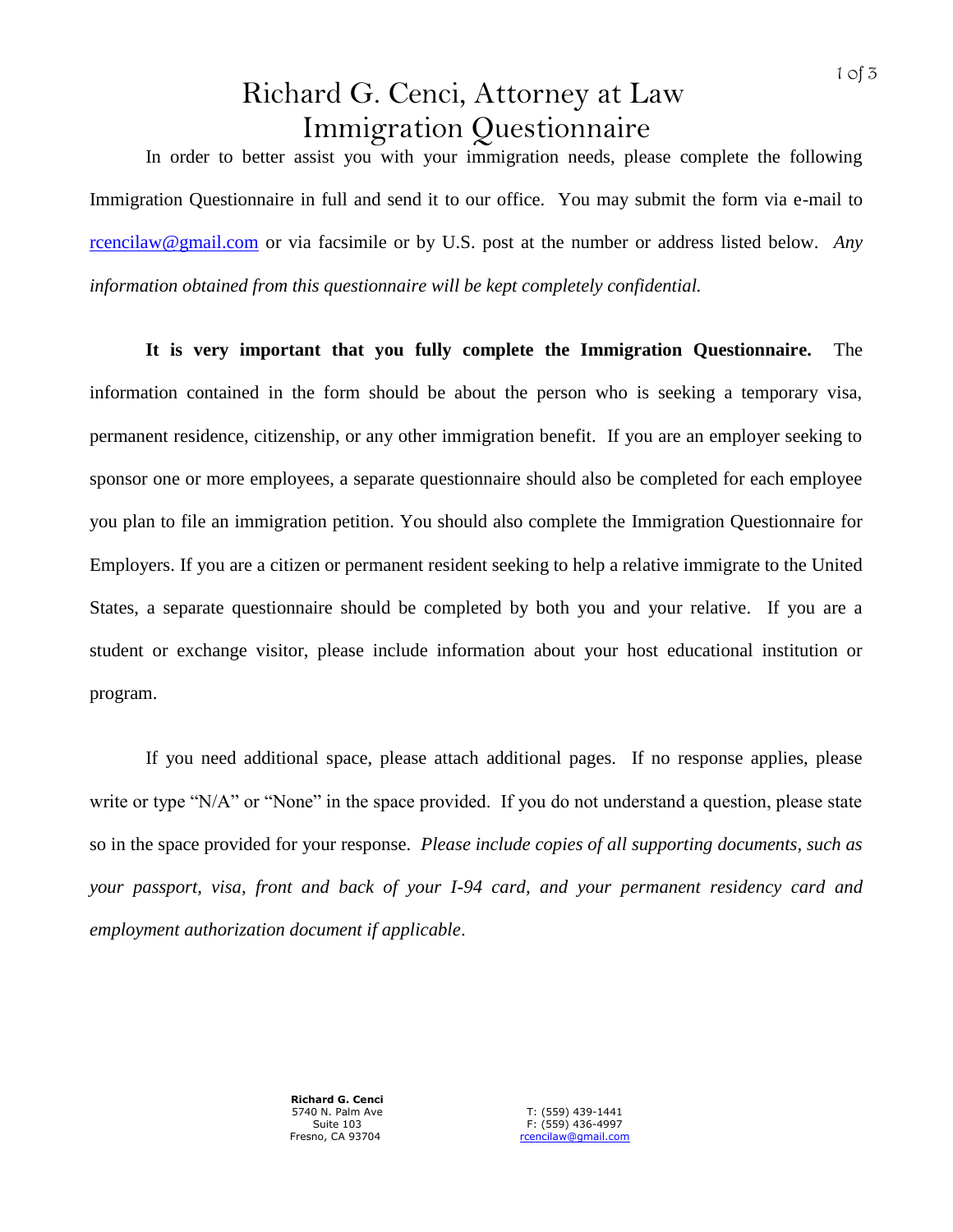# Richard G. Cenci, Attorney at Law
## Immigration Questionnaire

In order to better assist you with your immigration needs, please complete the following Immigration Questionnaire in full and send it to our office. You may submit the form via e-mail to rcencilaw@gmail.com or via facsimile or by U.S. post at the number or address listed below. *Any information obtained from this questionnaire will be kept completely confidential.*

**It is very important that you fully complete the Immigration Questionnaire.** The information contained in the form should be about the person who is seeking a temporary visa, permanent residence, citizenship, or any other immigration benefit. If you are an employer seeking to sponsor one or more employees, a separate questionnaire should also be completed for each employee you plan to file an immigration petition. You should also complete the Immigration Questionnaire for Employers. If you are a citizen or permanent resident seeking to help a relative immigrate to the United States, a separate questionnaire should be completed by both you and your relative. If you are a student or exchange visitor, please include information about your host educational institution or program.

If you need additional space, please attach additional pages. If no response applies, please write or type "N/A" or "None" in the space provided. If you do not understand a question, please state so in the space provided for your response. *Please include copies of all supporting documents, such as your passport, visa, front and back of your I-94 card, and your permanent residency card and employment authorization document if applicable*.

**Richard G. Cenci**
5740 N. Palm Ave
Suite 103
Fresno, CA 93704

T: (559) 439-1441
F: (559) 436-4997
rcencilaw@gmail.com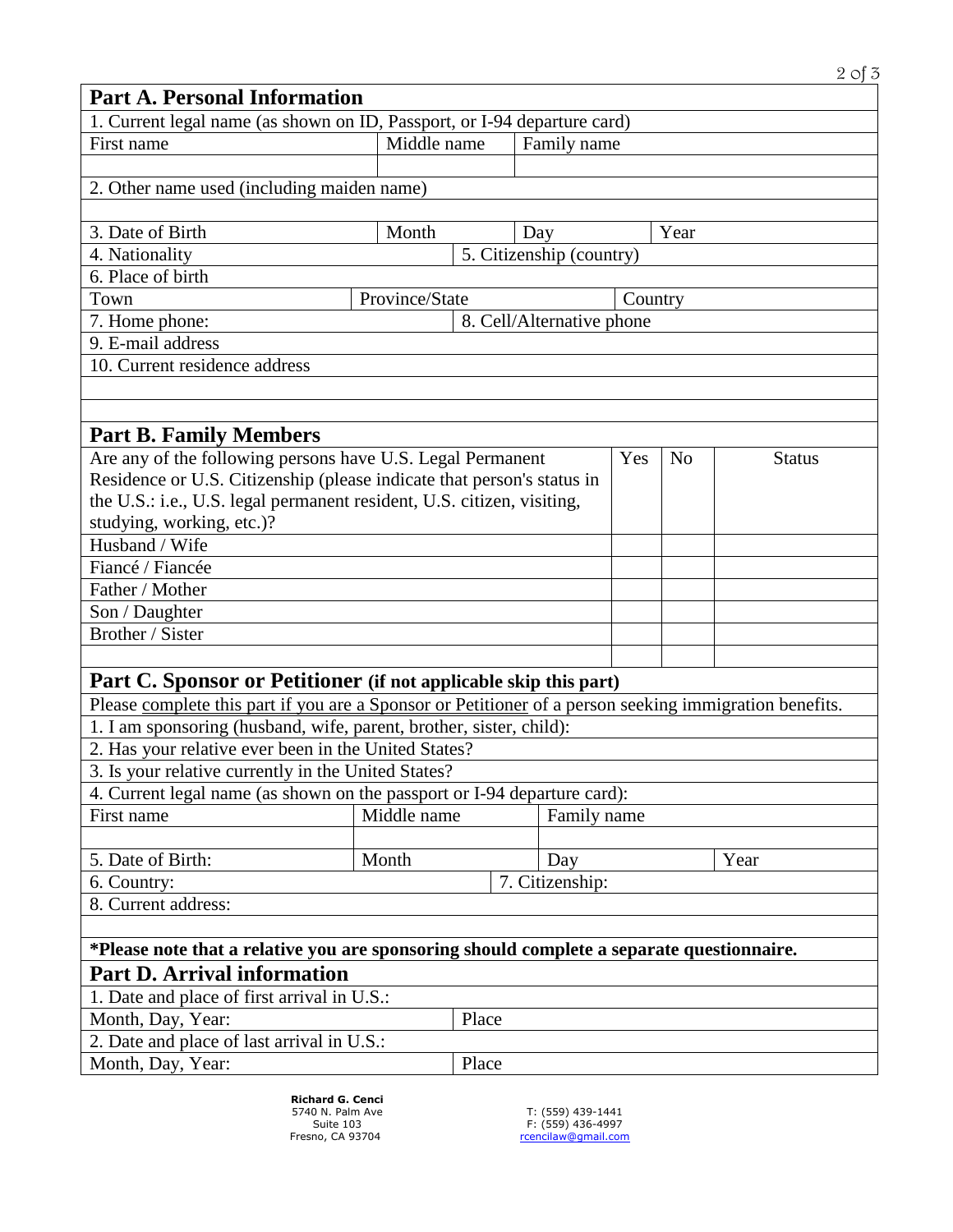## Part A. Personal Information

1. Current legal name (as shown on ID, Passport, or I-94 departure card)

| First name | Middle name | Family name |
|---|---|---|
| | | |

2. Other name used (including maiden name)

| 3. Date of Birth | Month | Day | Year |
|---|---|---|---|

| 4. Nationality | 5. Citizenship (country) |
|---|---|

6. Place of birth

| Town | Province/State | Country |
|---|---|---|

| 7. Home phone: | 8. Cell/Alternative phone |
|---|---|

9. E-mail address

10. Current residence address

## Part B. Family Members

| Are any of the following persons have U.S. Legal Permanent Residence or U.S. Citizenship (please indicate that person's status in the U.S.: i.e., U.S. legal permanent resident, U.S. citizen, visiting, studying, working, etc.)? | Yes | No | Status |
|---|---|---|---|
| Husband / Wife | | | |
| Fiancé / Fiancée | | | |
| Father / Mother | | | |
| Son / Daughter | | | |
| Brother / Sister | | | |
| | | | |

## Part C. Sponsor or Petitioner (if not applicable skip this part)

Please complete this part if you are a Sponsor or Petitioner of a person seeking immigration benefits.

1. I am sponsoring (husband, wife, parent, brother, sister, child):
2. Has your relative ever been in the United States?
3. Is your relative currently in the United States?
4. Current legal name (as shown on the passport or I-94 departure card):

| First name | Middle name | Family name |
|---|---|---|
| | | |

| 5. Date of Birth: | Month | Day | Year |
|---|---|---|---|

| 6. Country: | 7. Citizenship: |
|---|---|

8. Current address:

**\*Please note that a relative you are sponsoring should complete a separate questionnaire.**

## Part D. Arrival information

1. Date and place of first arrival in U.S.:

| Month, Day, Year: | Place |
|---|---|

2. Date and place of last arrival in U.S.:

| Month, Day, Year: | Place |
|---|---|

**Richard G. Cenci**
5740 N. Palm Ave
Suite 103
Fresno, CA 93704

T: (559) 439-1441
F: (559) 436-4997
rcencilaw@gmail.com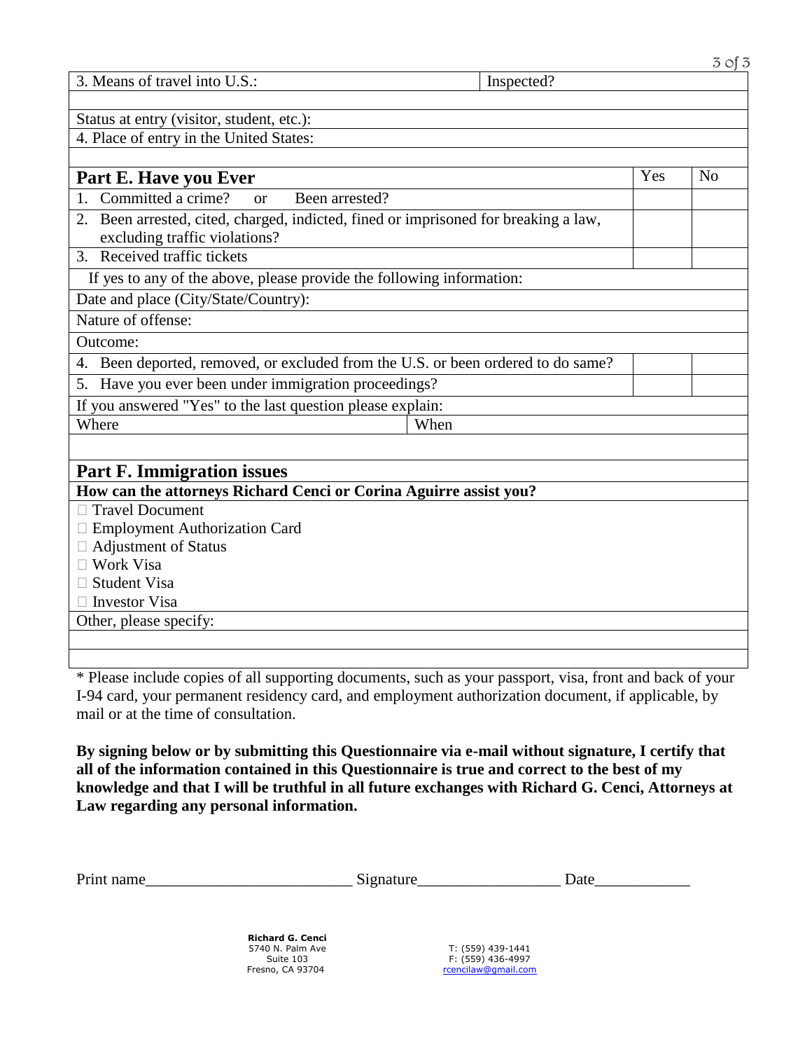| | |
|---|---|
| 3. Means of travel into U.S.: | Inspected? |
| | |
| Status at entry (visitor, student, etc.): | |
| 4. Place of entry in the United States: | |
| | |

| **Part E. Have you Ever** | Yes | No |
|---|---|---|
| 1. Committed a crime? or Been arrested? | | |
| 2. Been arrested, cited, charged, indicted, fined or imprisoned for breaking a law, excluding traffic violations? | | |
| 3. Received traffic tickets | | |
| If yes to any of the above, please provide the following information: | | |
| Date and place (City/State/Country): | | |
| Nature of offense: | | |
| Outcome: | | |
| 4. Been deported, removed, or excluded from the U.S. or been ordered to do same? | | |
| 5. Have you ever been under immigration proceedings? | | |
| If you answered "Yes" to the last question please explain: | | |

| | |
|---|---|
| Where | When |
| | |

## Part F. Immigration issues

**How can the attorneys Richard Cenci or Corina Aguirre assist you?**

- ☐ Travel Document
- ☐ Employment Authorization Card
- ☐ Adjustment of Status
- ☐ Work Visa
- ☐ Student Visa
- ☐ Investor Visa

Other, please specify:

* Please include copies of all supporting documents, such as your passport, visa, front and back of your I-94 card, your permanent residency card, and employment authorization document, if applicable, by mail or at the time of consultation.

**By signing below or by submitting this Questionnaire via e-mail without signature, I certify that all of the information contained in this Questionnaire is true and correct to the best of my knowledge and that I will be truthful in all future exchanges with Richard G. Cenci, Attorneys at Law regarding any personal information.**

Print name__________________________ Signature__________________ Date____________

**Richard G. Cenci**
5740 N. Palm Ave
Suite 103
Fresno, CA 93704

T: (559) 439-1441
F: (559) 436-4997
rcencilaw@gmail.com